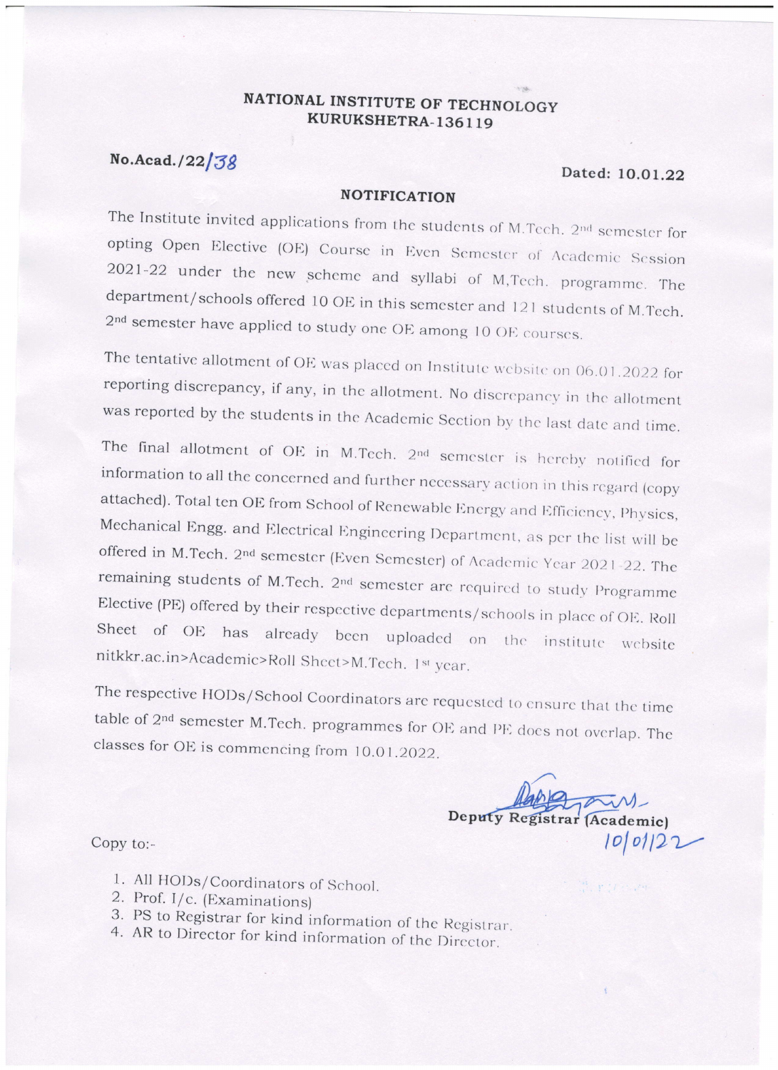# NATIONAL INSTITUTE OF TECHNOLOGY
## KURUKSHETRA-136119

**No.Acad./22/38** **Dated: 10.01.22**

### NOTIFICATION

The Institute invited applications from the students of M.Tech. 2nd semester for opting Open Elective (OE) Course in Even Semester of Academic Session 2021-22 under the new scheme and syllabi of M,Tech. programme. The department/schools offered 10 OE in this semester and 121 students of M.Tech. 2nd semester have applied to study one OE among 10 OE courses.

The tentative allotment of OE was placed on Institute website on 06.01.2022 for reporting discrepancy, if any, in the allotment. No discrepancy in the allotment was reported by the students in the Academic Section by the last date and time.

The final allotment of OE in M.Tech. 2nd semester is hereby notified for information to all the concerned and further necessary action in this regard (copy attached). Total ten OE from School of Renewable Energy and Efficiency, Physics, Mechanical Engg. and Electrical Engineering Department, as per the list will be offered in M.Tech. 2nd semester (Even Semester) of Academic Year 2021-22. The remaining students of M.Tech. 2nd semester are required to study Programme Elective (PE) offered by their respective departments/schools in place of OE. Roll Sheet of OE has already been uploaded on the institute website nitkkr.ac.in>Academic>Roll Sheet>M.Tech. 1st year.

The respective HODs/School Coordinators are requested to ensure that the time table of 2nd semester M.Tech. programmes for OE and PE does not overlap. The classes for OE is commencing from 10.01.2022.

Deputy Registrar (Academic)
10/01/22

Copy to:-

1. All HODs/Coordinators of School.
2. Prof. I/c. (Examinations)
3. PS to Registrar for kind information of the Registrar.
4. AR to Director for kind information of the Director.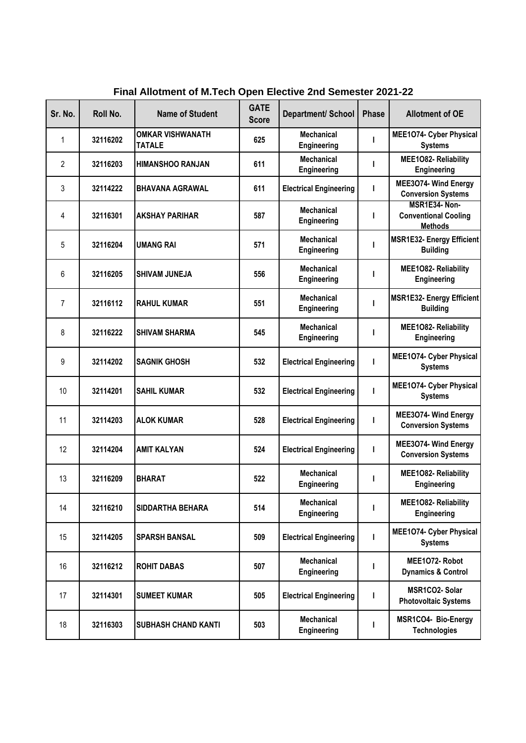# Final Allotment of M.Tech Open Elective 2nd Semester 2021-22

| Sr. No. | Roll No. | Name of Student | GATE Score | Department/ School | Phase | Allotment of OE |
|---|---|---|---|---|---|---|
| 1 | 32116202 | OMKAR VISHWANATH TATALE | 625 | Mechanical Engineering | I | MEE1O74- Cyber Physical Systems |
| 2 | 32116203 | HIMANSHOO RANJAN | 611 | Mechanical Engineering | I | MEE1O82- Reliability Engineering |
| 3 | 32114222 | BHAVANA AGRAWAL | 611 | Electrical Engineering | I | MEE3O74- Wind Energy Conversion Systems |
| 4 | 32116301 | AKSHAY PARIHAR | 587 | Mechanical Engineering | I | MSR1E34- Non-Conventional Cooling Methods |
| 5 | 32116204 | UMANG RAI | 571 | Mechanical Engineering | I | MSR1E32- Energy Efficient Building |
| 6 | 32116205 | SHIVAM JUNEJA | 556 | Mechanical Engineering | I | MEE1O82- Reliability Engineering |
| 7 | 32116112 | RAHUL KUMAR | 551 | Mechanical Engineering | I | MSR1E32- Energy Efficient Building |
| 8 | 32116222 | SHIVAM SHARMA | 545 | Mechanical Engineering | I | MEE1O82- Reliability Engineering |
| 9 | 32114202 | SAGNIK GHOSH | 532 | Electrical Engineering | I | MEE1O74- Cyber Physical Systems |
| 10 | 32114201 | SAHIL KUMAR | 532 | Electrical Engineering | I | MEE1O74- Cyber Physical Systems |
| 11 | 32114203 | ALOK KUMAR | 528 | Electrical Engineering | I | MEE3O74- Wind Energy Conversion Systems |
| 12 | 32114204 | AMIT KALYAN | 524 | Electrical Engineering | I | MEE3O74- Wind Energy Conversion Systems |
| 13 | 32116209 | BHARAT | 522 | Mechanical Engineering | I | MEE1O82- Reliability Engineering |
| 14 | 32116210 | SIDDARTHA BEHARA | 514 | Mechanical Engineering | I | MEE1O82- Reliability Engineering |
| 15 | 32114205 | SPARSH BANSAL | 509 | Electrical Engineering | I | MEE1O74- Cyber Physical Systems |
| 16 | 32116212 | ROHIT DABAS | 507 | Mechanical Engineering | I | MEE1O72- Robot Dynamics & Control |
| 17 | 32114301 | SUMEET KUMAR | 505 | Electrical Engineering | I | MSR1CO2- Solar Photovoltaic Systems |
| 18 | 32116303 | SUBHASH CHAND KANTI | 503 | Mechanical Engineering | I | MSR1CO4- Bio-Energy Technologies |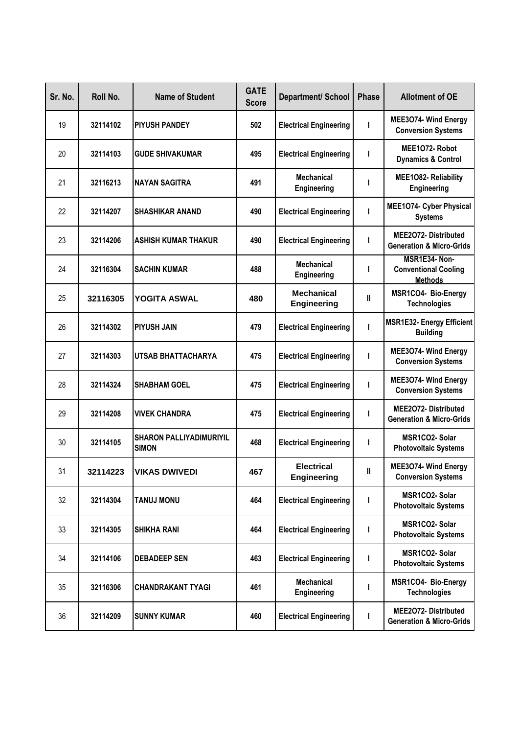| Sr. No. | Roll No. | Name of Student | GATE Score | Department/ School | Phase | Allotment of OE |
|---|---|---|---|---|---|---|
| 19 | 32114102 | PIYUSH PANDEY | 502 | Electrical Engineering | I | MEE3O74- Wind Energy Conversion Systems |
| 20 | 32114103 | GUDE SHIVAKUMAR | 495 | Electrical Engineering | I | MEE1O72- Robot Dynamics & Control |
| 21 | 32116213 | NAYAN SAGITRA | 491 | Mechanical Engineering | I | MEE1O82- Reliability Engineering |
| 22 | 32114207 | SHASHIKAR ANAND | 490 | Electrical Engineering | I | MEE1O74- Cyber Physical Systems |
| 23 | 32114206 | ASHISH KUMAR THAKUR | 490 | Electrical Engineering | I | MEE2O72- Distributed Generation & Micro-Grids |
| 24 | 32116304 | SACHIN KUMAR | 488 | Mechanical Engineering | I | MSR1E34- Non-Conventional Cooling Methods |
| 25 | 32116305 | YOGITA ASWAL | 480 | Mechanical Engineering | II | MSR1CO4- Bio-Energy Technologies |
| 26 | 32114302 | PIYUSH JAIN | 479 | Electrical Engineering | I | MSR1E32- Energy Efficient Building |
| 27 | 32114303 | UTSAB BHATTACHARYA | 475 | Electrical Engineering | I | MEE3O74- Wind Energy Conversion Systems |
| 28 | 32114324 | SHABHAM GOEL | 475 | Electrical Engineering | I | MEE3O74- Wind Energy Conversion Systems |
| 29 | 32114208 | VIVEK CHANDRA | 475 | Electrical Engineering | I | MEE2O72- Distributed Generation & Micro-Grids |
| 30 | 32114105 | SHARON PALLIYADIMURIYIL SIMON | 468 | Electrical Engineering | I | MSR1CO2- Solar Photovoltaic Systems |
| 31 | 32114223 | VIKAS DWIVEDI | 467 | Electrical Engineering | II | MEE3O74- Wind Energy Conversion Systems |
| 32 | 32114304 | TANUJ MONU | 464 | Electrical Engineering | I | MSR1CO2- Solar Photovoltaic Systems |
| 33 | 32114305 | SHIKHA RANI | 464 | Electrical Engineering | I | MSR1CO2- Solar Photovoltaic Systems |
| 34 | 32114106 | DEBADEEP SEN | 463 | Electrical Engineering | I | MSR1CO2- Solar Photovoltaic Systems |
| 35 | 32116306 | CHANDRAKANT TYAGI | 461 | Mechanical Engineering | I | MSR1CO4- Bio-Energy Technologies |
| 36 | 32114209 | SUNNY KUMAR | 460 | Electrical Engineering | I | MEE2O72- Distributed Generation & Micro-Grids |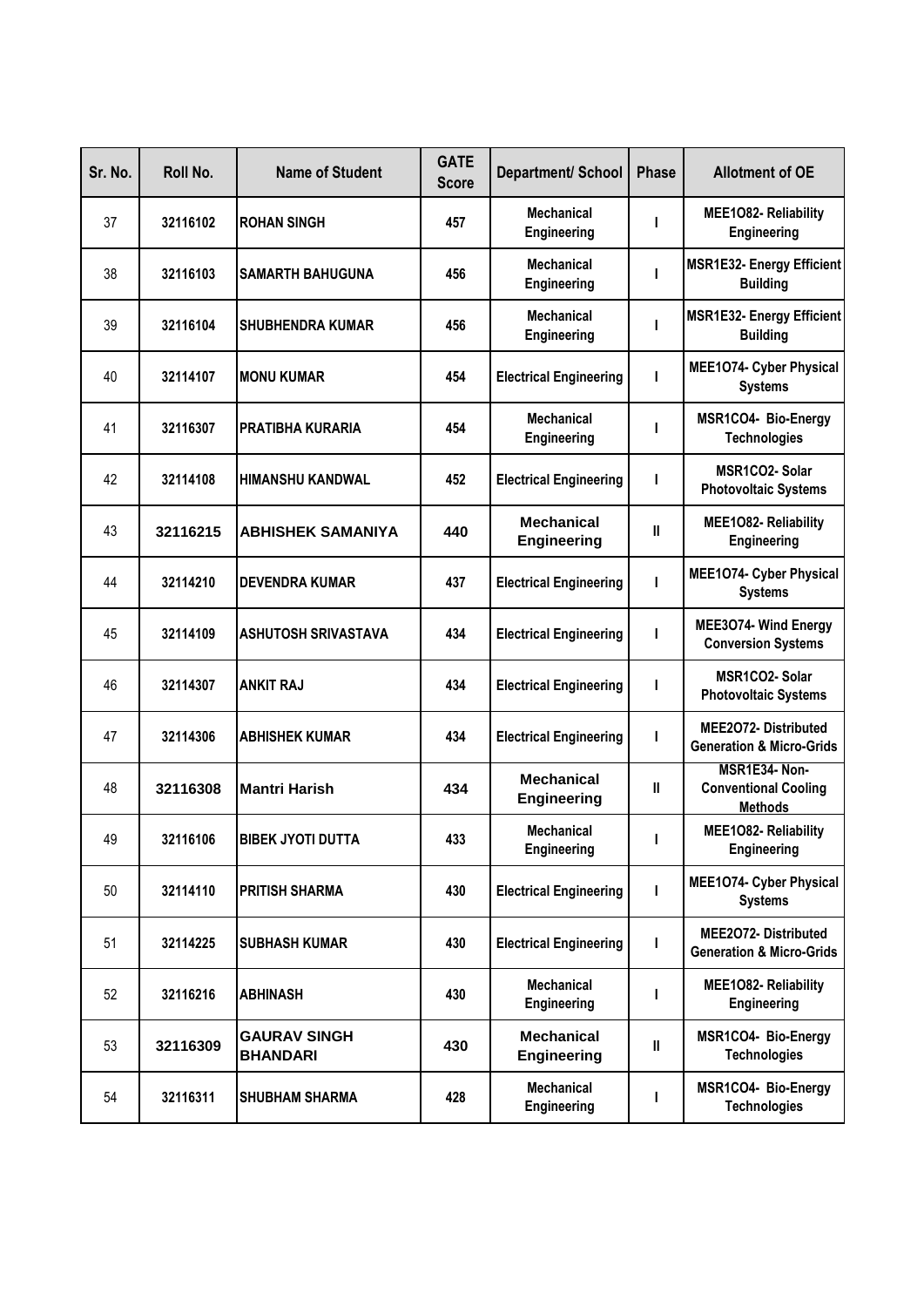| Sr. No. | Roll No. | Name of Student | GATE Score | Department/ School | Phase | Allotment of OE |
|---|---|---|---|---|---|---|
| 37 | 32116102 | ROHAN SINGH | 457 | Mechanical Engineering | I | MEE1O82- Reliability Engineering |
| 38 | 32116103 | SAMARTH BAHUGUNA | 456 | Mechanical Engineering | I | MSR1E32- Energy Efficient Building |
| 39 | 32116104 | SHUBHENDRA KUMAR | 456 | Mechanical Engineering | I | MSR1E32- Energy Efficient Building |
| 40 | 32114107 | MONU KUMAR | 454 | Electrical Engineering | I | MEE1O74- Cyber Physical Systems |
| 41 | 32116307 | PRATIBHA KURARIA | 454 | Mechanical Engineering | I | MSR1CO4- Bio-Energy Technologies |
| 42 | 32114108 | HIMANSHU KANDWAL | 452 | Electrical Engineering | I | MSR1CO2- Solar Photovoltaic Systems |
| 43 | 32116215 | ABHISHEK SAMANIYA | 440 | Mechanical Engineering | II | MEE1O82- Reliability Engineering |
| 44 | 32114210 | DEVENDRA KUMAR | 437 | Electrical Engineering | I | MEE1O74- Cyber Physical Systems |
| 45 | 32114109 | ASHUTOSH SRIVASTAVA | 434 | Electrical Engineering | I | MEE3O74- Wind Energy Conversion Systems |
| 46 | 32114307 | ANKIT RAJ | 434 | Electrical Engineering | I | MSR1CO2- Solar Photovoltaic Systems |
| 47 | 32114306 | ABHISHEK KUMAR | 434 | Electrical Engineering | I | MEE2O72- Distributed Generation & Micro-Grids |
| 48 | 32116308 | Mantri Harish | 434 | Mechanical Engineering | II | MSR1E34- Non-Conventional Cooling Methods |
| 49 | 32116106 | BIBEK JYOTI DUTTA | 433 | Mechanical Engineering | I | MEE1O82- Reliability Engineering |
| 50 | 32114110 | PRITISH SHARMA | 430 | Electrical Engineering | I | MEE1O74- Cyber Physical Systems |
| 51 | 32114225 | SUBHASH KUMAR | 430 | Electrical Engineering | I | MEE2O72- Distributed Generation & Micro-Grids |
| 52 | 32116216 | ABHINASH | 430 | Mechanical Engineering | I | MEE1O82- Reliability Engineering |
| 53 | 32116309 | GAURAV SINGH BHANDARI | 430 | Mechanical Engineering | II | MSR1CO4- Bio-Energy Technologies |
| 54 | 32116311 | SHUBHAM SHARMA | 428 | Mechanical Engineering | I | MSR1CO4- Bio-Energy Technologies |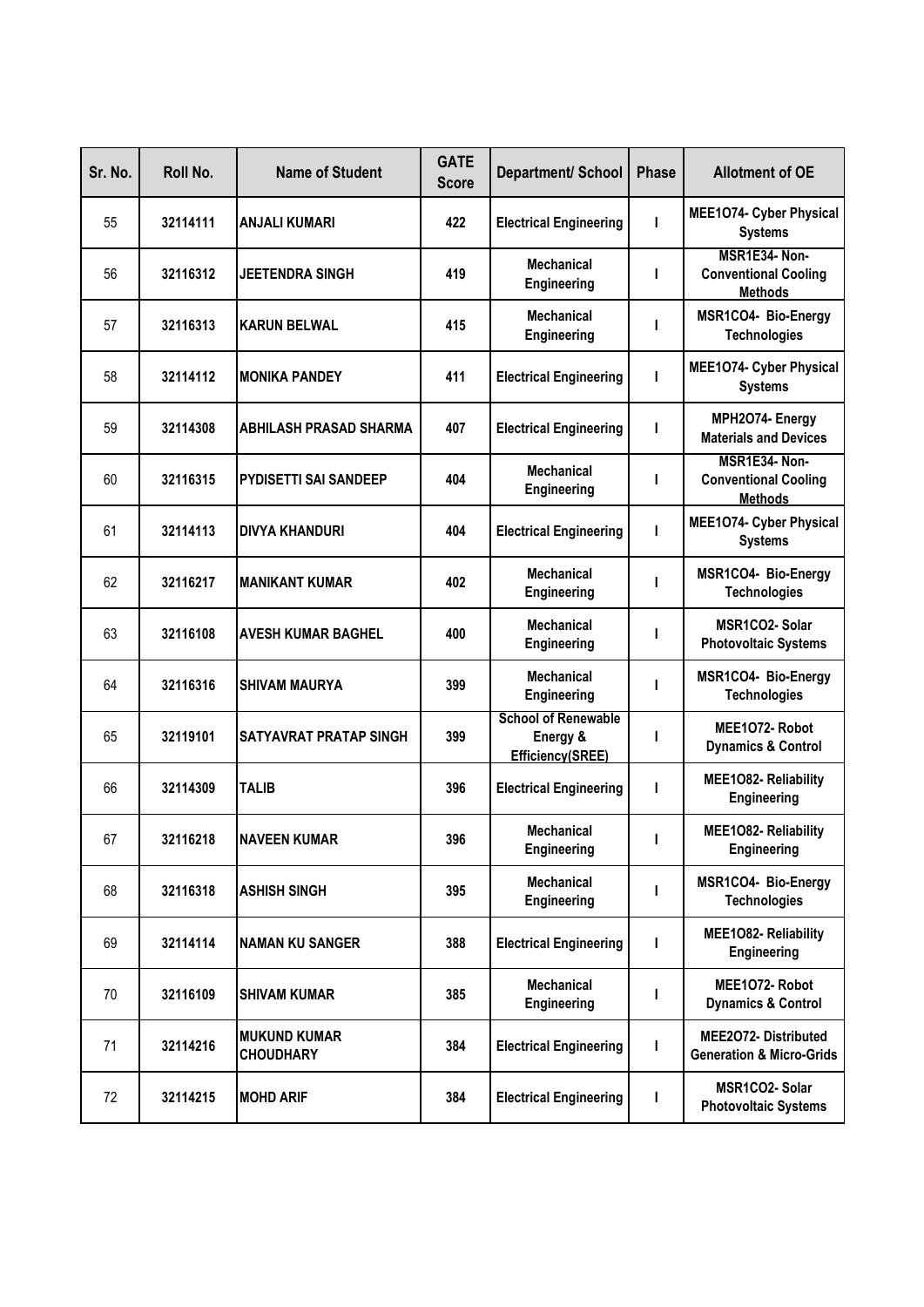| Sr. No. | Roll No. | Name of Student | GATE Score | Department/ School | Phase | Allotment of OE |
|---|---|---|---|---|---|---|
| 55 | 32114111 | ANJALI KUMARI | 422 | Electrical Engineering | I | MEE1O74- Cyber Physical Systems |
| 56 | 32116312 | JEETENDRA SINGH | 419 | Mechanical Engineering | I | MSR1E34- Non-Conventional Cooling Methods |
| 57 | 32116313 | KARUN BELWAL | 415 | Mechanical Engineering | I | MSR1CO4- Bio-Energy Technologies |
| 58 | 32114112 | MONIKA PANDEY | 411 | Electrical Engineering | I | MEE1O74- Cyber Physical Systems |
| 59 | 32114308 | ABHILASH PRASAD SHARMA | 407 | Electrical Engineering | I | MPH2O74- Energy Materials and Devices |
| 60 | 32116315 | PYDISETTI SAI SANDEEP | 404 | Mechanical Engineering | I | MSR1E34- Non-Conventional Cooling Methods |
| 61 | 32114113 | DIVYA KHANDURI | 404 | Electrical Engineering | I | MEE1O74- Cyber Physical Systems |
| 62 | 32116217 | MANIKANT KUMAR | 402 | Mechanical Engineering | I | MSR1CO4- Bio-Energy Technologies |
| 63 | 32116108 | AVESH KUMAR BAGHEL | 400 | Mechanical Engineering | I | MSR1CO2- Solar Photovoltaic Systems |
| 64 | 32116316 | SHIVAM MAURYA | 399 | Mechanical Engineering | I | MSR1CO4- Bio-Energy Technologies |
| 65 | 32119101 | SATYAVRAT PRATAP SINGH | 399 | School of Renewable Energy & Efficiency(SREE) | I | MEE1O72- Robot Dynamics & Control |
| 66 | 32114309 | TALIB | 396 | Electrical Engineering | I | MEE1O82- Reliability Engineering |
| 67 | 32116218 | NAVEEN KUMAR | 396 | Mechanical Engineering | I | MEE1O82- Reliability Engineering |
| 68 | 32116318 | ASHISH SINGH | 395 | Mechanical Engineering | I | MSR1CO4- Bio-Energy Technologies |
| 69 | 32114114 | NAMAN KU SANGER | 388 | Electrical Engineering | I | MEE1O82- Reliability Engineering |
| 70 | 32116109 | SHIVAM KUMAR | 385 | Mechanical Engineering | I | MEE1O72- Robot Dynamics & Control |
| 71 | 32114216 | MUKUND KUMAR CHOUDHARY | 384 | Electrical Engineering | I | MEE2O72- Distributed Generation & Micro-Grids |
| 72 | 32114215 | MOHD ARIF | 384 | Electrical Engineering | I | MSR1CO2- Solar Photovoltaic Systems |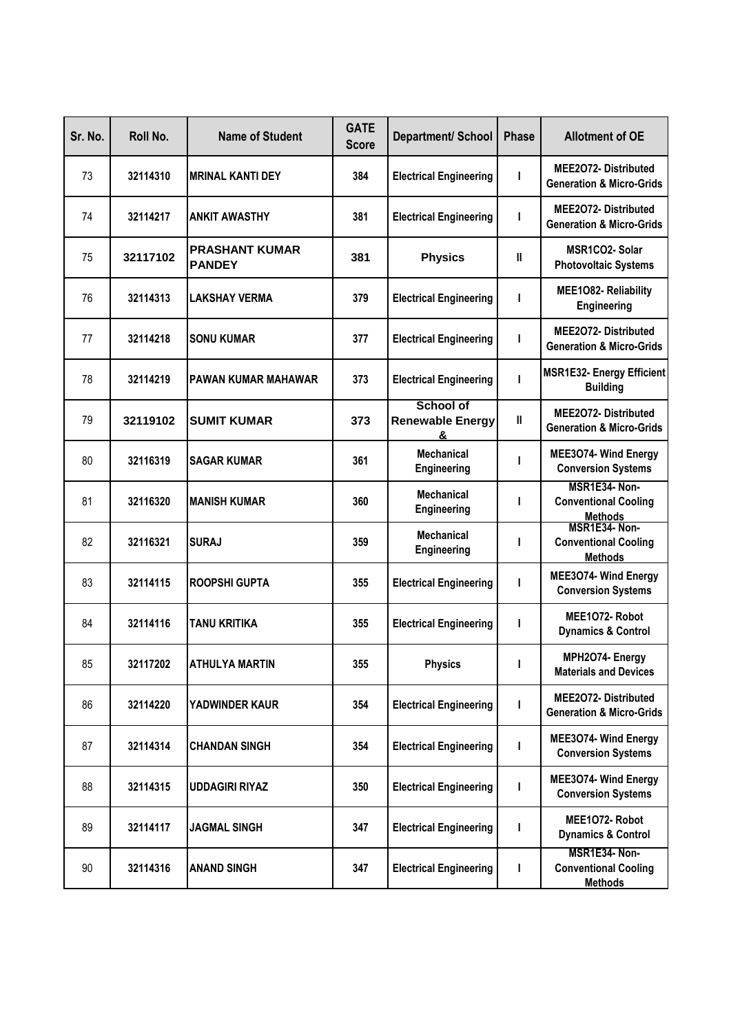| Sr. No. | Roll No. | Name of Student | GATE Score | Department/ School | Phase | Allotment of OE |
|---|---|---|---|---|---|---|
| 73 | 32114310 | MRINAL KANTI DEY | 384 | Electrical Engineering | I | MEE2O72- Distributed Generation & Micro-Grids |
| 74 | 32114217 | ANKIT AWASTHY | 381 | Electrical Engineering | I | MEE2O72- Distributed Generation & Micro-Grids |
| 75 | 32117102 | PRASHANT KUMAR PANDEY | 381 | Physics | II | MSR1CO2- Solar Photovoltaic Systems |
| 76 | 32114313 | LAKSHAY VERMA | 379 | Electrical Engineering | I | MEE1O82- Reliability Engineering |
| 77 | 32114218 | SONU KUMAR | 377 | Electrical Engineering | I | MEE2O72- Distributed Generation & Micro-Grids |
| 78 | 32114219 | PAWAN KUMAR MAHAWAR | 373 | Electrical Engineering | I | MSR1E32- Energy Efficient Building |
| 79 | 32119102 | SUMIT KUMAR | 373 | School of Renewable Energy & | II | MEE2O72- Distributed Generation & Micro-Grids |
| 80 | 32116319 | SAGAR KUMAR | 361 | Mechanical Engineering | I | MEE3O74- Wind Energy Conversion Systems |
| 81 | 32116320 | MANISH KUMAR | 360 | Mechanical Engineering | I | MSR1E34- Non-Conventional Cooling Methods |
| 82 | 32116321 | SURAJ | 359 | Mechanical Engineering | I | MSR1E34- Non-Conventional Cooling Methods |
| 83 | 32114115 | ROOPSHI GUPTA | 355 | Electrical Engineering | I | MEE3O74- Wind Energy Conversion Systems |
| 84 | 32114116 | TANU KRITIKA | 355 | Electrical Engineering | I | MEE1O72- Robot Dynamics & Control |
| 85 | 32117202 | ATHULYA MARTIN | 355 | Physics | I | MPH2O74- Energy Materials and Devices |
| 86 | 32114220 | YADWINDER KAUR | 354 | Electrical Engineering | I | MEE2O72- Distributed Generation & Micro-Grids |
| 87 | 32114314 | CHANDAN SINGH | 354 | Electrical Engineering | I | MEE3O74- Wind Energy Conversion Systems |
| 88 | 32114315 | UDDAGIRI RIYAZ | 350 | Electrical Engineering | I | MEE3O74- Wind Energy Conversion Systems |
| 89 | 32114117 | JAGMAL SINGH | 347 | Electrical Engineering | I | MEE1O72- Robot Dynamics & Control |
| 90 | 32114316 | ANAND SINGH | 347 | Electrical Engineering | I | MSR1E34- Non-Conventional Cooling Methods |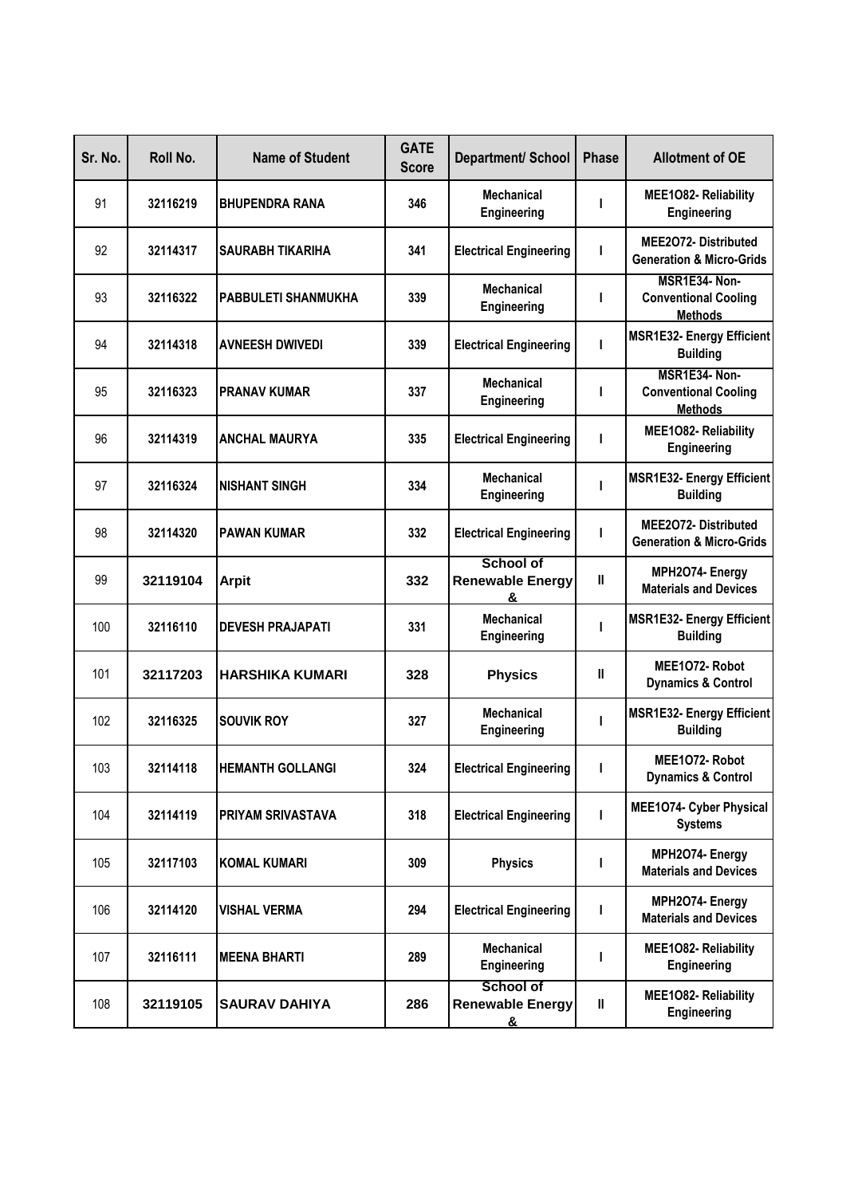| Sr. No. | Roll No. | Name of Student | GATE Score | Department/ School | Phase | Allotment of OE |
|---|---|---|---|---|---|---|
| 91 | 32116219 | BHUPENDRA RANA | 346 | Mechanical Engineering | I | MEE1O82- Reliability Engineering |
| 92 | 32114317 | SAURABH TIKARIHA | 341 | Electrical Engineering | I | MEE2O72- Distributed Generation & Micro-Grids |
| 93 | 32116322 | PABBULETI SHANMUKHA | 339 | Mechanical Engineering | I | MSR1E34- Non-Conventional Cooling Methods |
| 94 | 32114318 | AVNEESH DWIVEDI | 339 | Electrical Engineering | I | MSR1E32- Energy Efficient Building |
| 95 | 32116323 | PRANAV KUMAR | 337 | Mechanical Engineering | I | MSR1E34- Non-Conventional Cooling Methods |
| 96 | 32114319 | ANCHAL MAURYA | 335 | Electrical Engineering | I | MEE1O82- Reliability Engineering |
| 97 | 32116324 | NISHANT SINGH | 334 | Mechanical Engineering | I | MSR1E32- Energy Efficient Building |
| 98 | 32114320 | PAWAN KUMAR | 332 | Electrical Engineering | I | MEE2O72- Distributed Generation & Micro-Grids |
| 99 | 32119104 | Arpit | 332 | School of Renewable Energy & | II | MPH2O74- Energy Materials and Devices |
| 100 | 32116110 | DEVESH PRAJAPATI | 331 | Mechanical Engineering | I | MSR1E32- Energy Efficient Building |
| 101 | 32117203 | HARSHIKA KUMARI | 328 | Physics | II | MEE1O72- Robot Dynamics & Control |
| 102 | 32116325 | SOUVIK ROY | 327 | Mechanical Engineering | I | MSR1E32- Energy Efficient Building |
| 103 | 32114118 | HEMANTH GOLLANGI | 324 | Electrical Engineering | I | MEE1O72- Robot Dynamics & Control |
| 104 | 32114119 | PRIYAM SRIVASTAVA | 318 | Electrical Engineering | I | MEE1O74- Cyber Physical Systems |
| 105 | 32117103 | KOMAL KUMARI | 309 | Physics | I | MPH2O74- Energy Materials and Devices |
| 106 | 32114120 | VISHAL VERMA | 294 | Electrical Engineering | I | MPH2O74- Energy Materials and Devices |
| 107 | 32116111 | MEENA BHARTI | 289 | Mechanical Engineering | I | MEE1O82- Reliability Engineering |
| 108 | 32119105 | SAURAV DAHIYA | 286 | School of Renewable Energy & | II | MEE1O82- Reliability Engineering |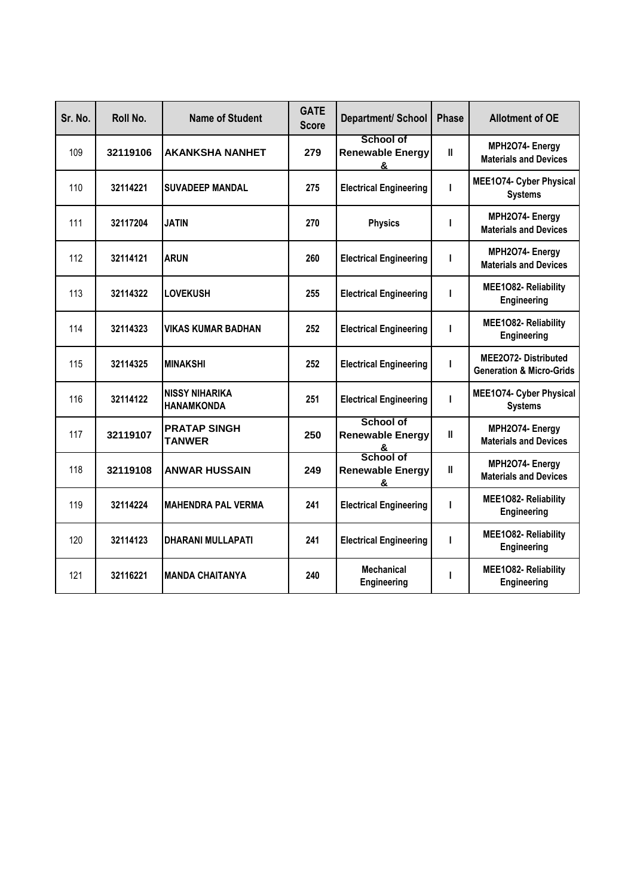| Sr. No. | Roll No. | Name of Student | GATE Score | Department/ School | Phase | Allotment of OE |
|---|---|---|---|---|---|---|
| 109 | 32119106 | AKANKSHA NANHET | 279 | School of Renewable Energy & | II | MPH2O74- Energy Materials and Devices |
| 110 | 32114221 | SUVADEEP MANDAL | 275 | Electrical Engineering | I | MEE1O74- Cyber Physical Systems |
| 111 | 32117204 | JATIN | 270 | Physics | I | MPH2O74- Energy Materials and Devices |
| 112 | 32114121 | ARUN | 260 | Electrical Engineering | I | MPH2O74- Energy Materials and Devices |
| 113 | 32114322 | LOVEKUSH | 255 | Electrical Engineering | I | MEE1O82- Reliability Engineering |
| 114 | 32114323 | VIKAS KUMAR BADHAN | 252 | Electrical Engineering | I | MEE1O82- Reliability Engineering |
| 115 | 32114325 | MINAKSHI | 252 | Electrical Engineering | I | MEE2O72- Distributed Generation & Micro-Grids |
| 116 | 32114122 | NISSY NIHARIKA HANAMKONDA | 251 | Electrical Engineering | I | MEE1O74- Cyber Physical Systems |
| 117 | 32119107 | PRATAP SINGH TANWER | 250 | School of Renewable Energy & | II | MPH2O74- Energy Materials and Devices |
| 118 | 32119108 | ANWAR HUSSAIN | 249 | School of Renewable Energy & | II | MPH2O74- Energy Materials and Devices |
| 119 | 32114224 | MAHENDRA PAL VERMA | 241 | Electrical Engineering | I | MEE1O82- Reliability Engineering |
| 120 | 32114123 | DHARANI MULLAPATI | 241 | Electrical Engineering | I | MEE1O82- Reliability Engineering |
| 121 | 32116221 | MANDA CHAITANYA | 240 | Mechanical Engineering | I | MEE1O82- Reliability Engineering |